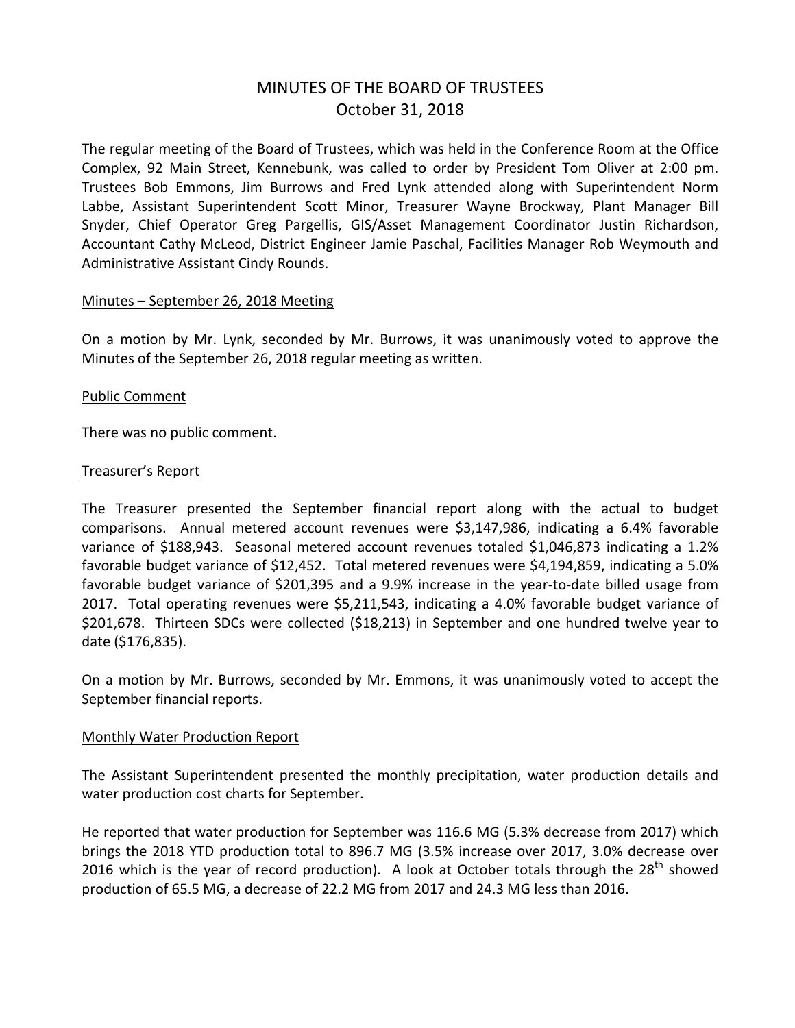# MINUTES OF THE BOARD OF TRUSTEES
## October 31, 2018

The regular meeting of the Board of Trustees, which was held in the Conference Room at the Office Complex, 92 Main Street, Kennebunk, was called to order by President Tom Oliver at 2:00 pm. Trustees Bob Emmons, Jim Burrows and Fred Lynk attended along with Superintendent Norm Labbe, Assistant Superintendent Scott Minor, Treasurer Wayne Brockway, Plant Manager Bill Snyder, Chief Operator Greg Pargellis, GIS/Asset Management Coordinator Justin Richardson, Accountant Cathy McLeod, District Engineer Jamie Paschal, Facilities Manager Rob Weymouth and Administrative Assistant Cindy Rounds.

### Minutes – September 26, 2018 Meeting

On a motion by Mr. Lynk, seconded by Mr. Burrows, it was unanimously voted to approve the Minutes of the September 26, 2018 regular meeting as written.

### Public Comment

There was no public comment.

### Treasurer's Report

The Treasurer presented the September financial report along with the actual to budget comparisons. Annual metered account revenues were $3,147,986, indicating a 6.4% favorable variance of $188,943. Seasonal metered account revenues totaled $1,046,873 indicating a 1.2% favorable budget variance of $12,452. Total metered revenues were $4,194,859, indicating a 5.0% favorable budget variance of $201,395 and a 9.9% increase in the year-to-date billed usage from 2017. Total operating revenues were $5,211,543, indicating a 4.0% favorable budget variance of $201,678. Thirteen SDCs were collected ($18,213) in September and one hundred twelve year to date ($176,835).

On a motion by Mr. Burrows, seconded by Mr. Emmons, it was unanimously voted to accept the September financial reports.

### Monthly Water Production Report

The Assistant Superintendent presented the monthly precipitation, water production details and water production cost charts for September.

He reported that water production for September was 116.6 MG (5.3% decrease from 2017) which brings the 2018 YTD production total to 896.7 MG (3.5% increase over 2017, 3.0% decrease over 2016 which is the year of record production). A look at October totals through the 28th showed production of 65.5 MG, a decrease of 22.2 MG from 2017 and 24.3 MG less than 2016.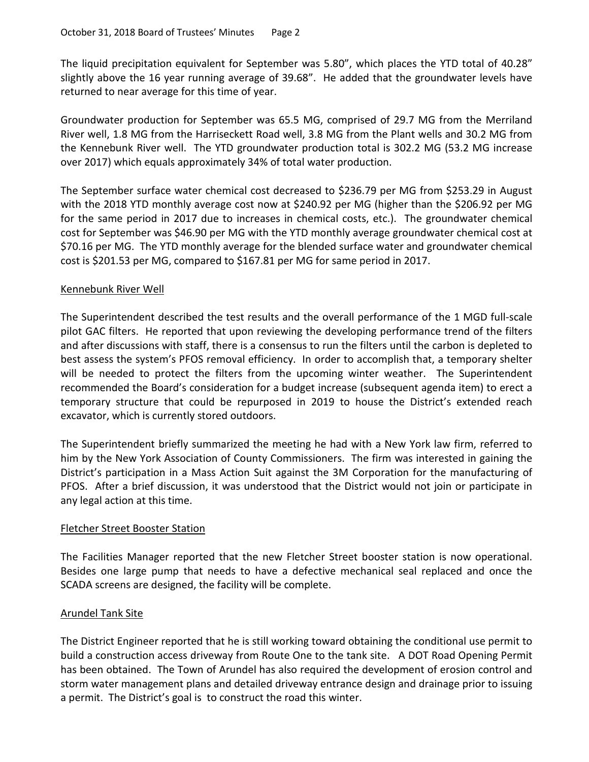The liquid precipitation equivalent for September was 5.80”, which places the YTD total of 40.28” slightly above the 16 year running average of 39.68”. He added that the groundwater levels have returned to near average for this time of year.

Groundwater production for September was 65.5 MG, comprised of 29.7 MG from the Merriland River well, 1.8 MG from the Harriseckett Road well, 3.8 MG from the Plant wells and 30.2 MG from the Kennebunk River well. The YTD groundwater production total is 302.2 MG (53.2 MG increase over 2017) which equals approximately 34% of total water production.

The September surface water chemical cost decreased to $236.79 per MG from $253.29 in August with the 2018 YTD monthly average cost now at $240.92 per MG (higher than the $206.92 per MG for the same period in 2017 due to increases in chemical costs, etc.). The groundwater chemical cost for September was $46.90 per MG with the YTD monthly average groundwater chemical cost at $70.16 per MG. The YTD monthly average for the blended surface water and groundwater chemical cost is $201.53 per MG, compared to $167.81 per MG for same period in 2017.

## Kennebunk River Well

The Superintendent described the test results and the overall performance of the 1 MGD full-scale pilot GAC filters. He reported that upon reviewing the developing performance trend of the filters and after discussions with staff, there is a consensus to run the filters until the carbon is depleted to best assess the system’s PFOS removal efficiency. In order to accomplish that, a temporary shelter will be needed to protect the filters from the upcoming winter weather. The Superintendent recommended the Board’s consideration for a budget increase (subsequent agenda item) to erect a temporary structure that could be repurposed in 2019 to house the District’s extended reach excavator, which is currently stored outdoors.

The Superintendent briefly summarized the meeting he had with a New York law firm, referred to him by the New York Association of County Commissioners. The firm was interested in gaining the District’s participation in a Mass Action Suit against the 3M Corporation for the manufacturing of PFOS. After a brief discussion, it was understood that the District would not join or participate in any legal action at this time.

## Fletcher Street Booster Station

The Facilities Manager reported that the new Fletcher Street booster station is now operational. Besides one large pump that needs to have a defective mechanical seal replaced and once the SCADA screens are designed, the facility will be complete.

## Arundel Tank Site

The District Engineer reported that he is still working toward obtaining the conditional use permit to build a construction access driveway from Route One to the tank site. A DOT Road Opening Permit has been obtained. The Town of Arundel has also required the development of erosion control and storm water management plans and detailed driveway entrance design and drainage prior to issuing a permit. The District’s goal is to construct the road this winter.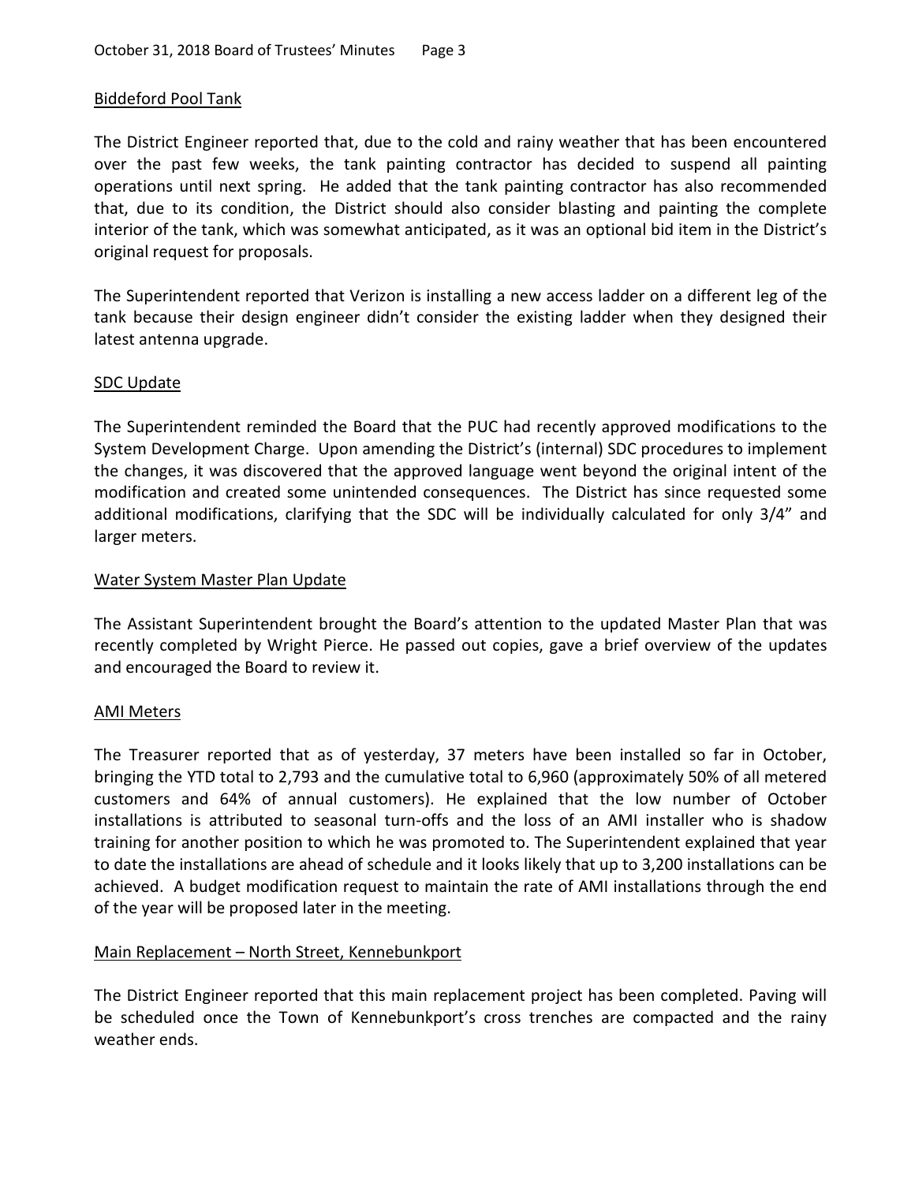## Biddeford Pool Tank

The District Engineer reported that, due to the cold and rainy weather that has been encountered over the past few weeks, the tank painting contractor has decided to suspend all painting operations until next spring. He added that the tank painting contractor has also recommended that, due to its condition, the District should also consider blasting and painting the complete interior of the tank, which was somewhat anticipated, as it was an optional bid item in the District's original request for proposals.

The Superintendent reported that Verizon is installing a new access ladder on a different leg of the tank because their design engineer didn't consider the existing ladder when they designed their latest antenna upgrade.

## SDC Update

The Superintendent reminded the Board that the PUC had recently approved modifications to the System Development Charge. Upon amending the District's (internal) SDC procedures to implement the changes, it was discovered that the approved language went beyond the original intent of the modification and created some unintended consequences. The District has since requested some additional modifications, clarifying that the SDC will be individually calculated for only 3/4" and larger meters.

## Water System Master Plan Update

The Assistant Superintendent brought the Board's attention to the updated Master Plan that was recently completed by Wright Pierce. He passed out copies, gave a brief overview of the updates and encouraged the Board to review it.

## AMI Meters

The Treasurer reported that as of yesterday, 37 meters have been installed so far in October, bringing the YTD total to 2,793 and the cumulative total to 6,960 (approximately 50% of all metered customers and 64% of annual customers). He explained that the low number of October installations is attributed to seasonal turn-offs and the loss of an AMI installer who is shadow training for another position to which he was promoted to. The Superintendent explained that year to date the installations are ahead of schedule and it looks likely that up to 3,200 installations can be achieved. A budget modification request to maintain the rate of AMI installations through the end of the year will be proposed later in the meeting.

## Main Replacement – North Street, Kennebunkport

The District Engineer reported that this main replacement project has been completed. Paving will be scheduled once the Town of Kennebunkport's cross trenches are compacted and the rainy weather ends.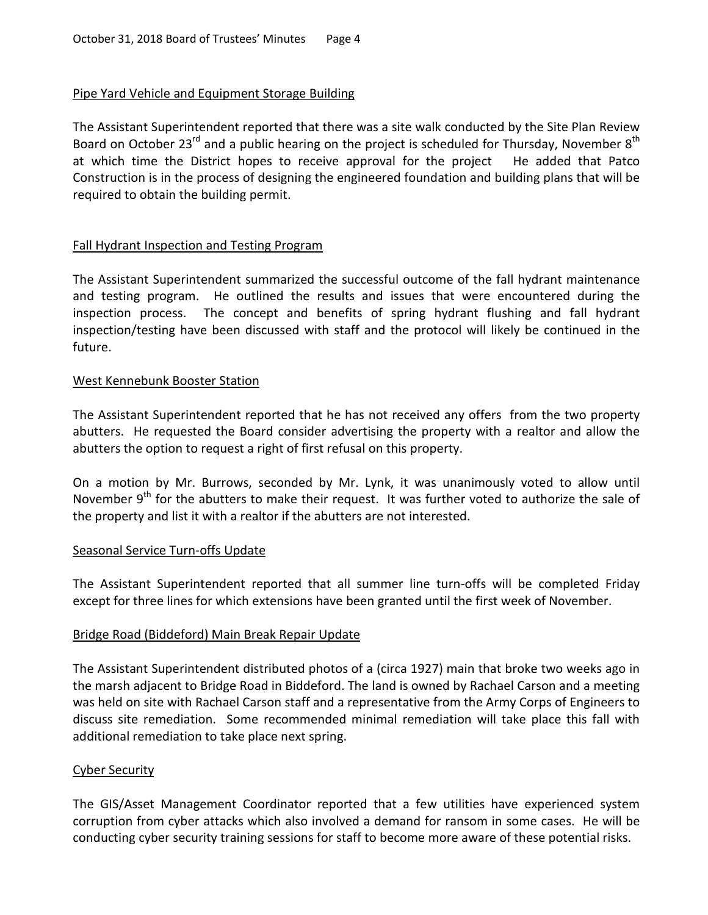Pipe Yard Vehicle and Equipment Storage Building

The Assistant Superintendent reported that there was a site walk conducted by the Site Plan Review Board on October 23rd and a public hearing on the project is scheduled for Thursday, November 8th at which time the District hopes to receive approval for the project He added that Patco Construction is in the process of designing the engineered foundation and building plans that will be required to obtain the building permit.

Fall Hydrant Inspection and Testing Program

The Assistant Superintendent summarized the successful outcome of the fall hydrant maintenance and testing program. He outlined the results and issues that were encountered during the inspection process. The concept and benefits of spring hydrant flushing and fall hydrant inspection/testing have been discussed with staff and the protocol will likely be continued in the future.

West Kennebunk Booster Station

The Assistant Superintendent reported that he has not received any offers from the two property abutters. He requested the Board consider advertising the property with a realtor and allow the abutters the option to request a right of first refusal on this property.

On a motion by Mr. Burrows, seconded by Mr. Lynk, it was unanimously voted to allow until November 9th for the abutters to make their request. It was further voted to authorize the sale of the property and list it with a realtor if the abutters are not interested.

Seasonal Service Turn-offs Update

The Assistant Superintendent reported that all summer line turn-offs will be completed Friday except for three lines for which extensions have been granted until the first week of November.

Bridge Road (Biddeford) Main Break Repair Update

The Assistant Superintendent distributed photos of a (circa 1927) main that broke two weeks ago in the marsh adjacent to Bridge Road in Biddeford. The land is owned by Rachael Carson and a meeting was held on site with Rachael Carson staff and a representative from the Army Corps of Engineers to discuss site remediation. Some recommended minimal remediation will take place this fall with additional remediation to take place next spring.

Cyber Security

The GIS/Asset Management Coordinator reported that a few utilities have experienced system corruption from cyber attacks which also involved a demand for ransom in some cases. He will be conducting cyber security training sessions for staff to become more aware of these potential risks.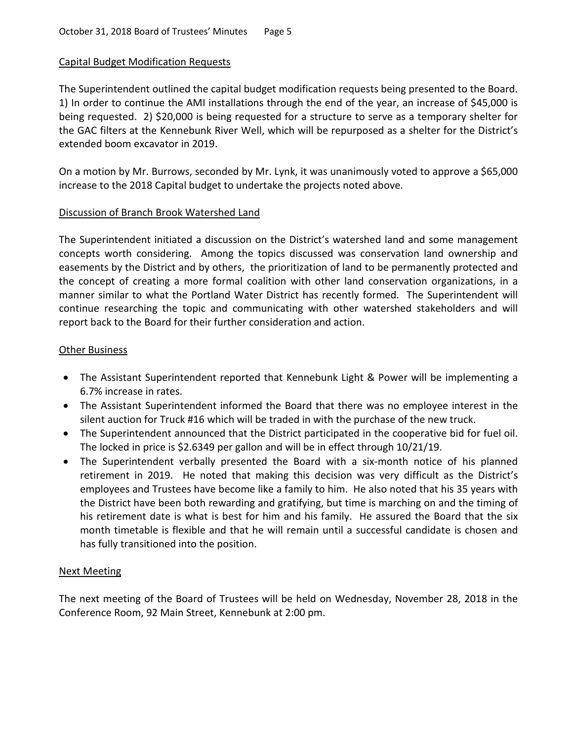## Capital Budget Modification Requests

The Superintendent outlined the capital budget modification requests being presented to the Board. 1) In order to continue the AMI installations through the end of the year, an increase of $45,000 is being requested. 2) $20,000 is being requested for a structure to serve as a temporary shelter for the GAC filters at the Kennebunk River Well, which will be repurposed as a shelter for the District's extended boom excavator in 2019.

On a motion by Mr. Burrows, seconded by Mr. Lynk, it was unanimously voted to approve a $65,000 increase to the 2018 Capital budget to undertake the projects noted above.

## Discussion of Branch Brook Watershed Land

The Superintendent initiated a discussion on the District's watershed land and some management concepts worth considering. Among the topics discussed was conservation land ownership and easements by the District and by others, the prioritization of land to be permanently protected and the concept of creating a more formal coalition with other land conservation organizations, in a manner similar to what the Portland Water District has recently formed. The Superintendent will continue researching the topic and communicating with other watershed stakeholders and will report back to the Board for their further consideration and action.

## Other Business

- The Assistant Superintendent reported that Kennebunk Light & Power will be implementing a 6.7% increase in rates.
- The Assistant Superintendent informed the Board that there was no employee interest in the silent auction for Truck #16 which will be traded in with the purchase of the new truck.
- The Superintendent announced that the District participated in the cooperative bid for fuel oil. The locked in price is $2.6349 per gallon and will be in effect through 10/21/19.
- The Superintendent verbally presented the Board with a six-month notice of his planned retirement in 2019. He noted that making this decision was very difficult as the District's employees and Trustees have become like a family to him. He also noted that his 35 years with the District have been both rewarding and gratifying, but time is marching on and the timing of his retirement date is what is best for him and his family. He assured the Board that the six month timetable is flexible and that he will remain until a successful candidate is chosen and has fully transitioned into the position.

## Next Meeting

The next meeting of the Board of Trustees will be held on Wednesday, November 28, 2018 in the Conference Room, 92 Main Street, Kennebunk at 2:00 pm.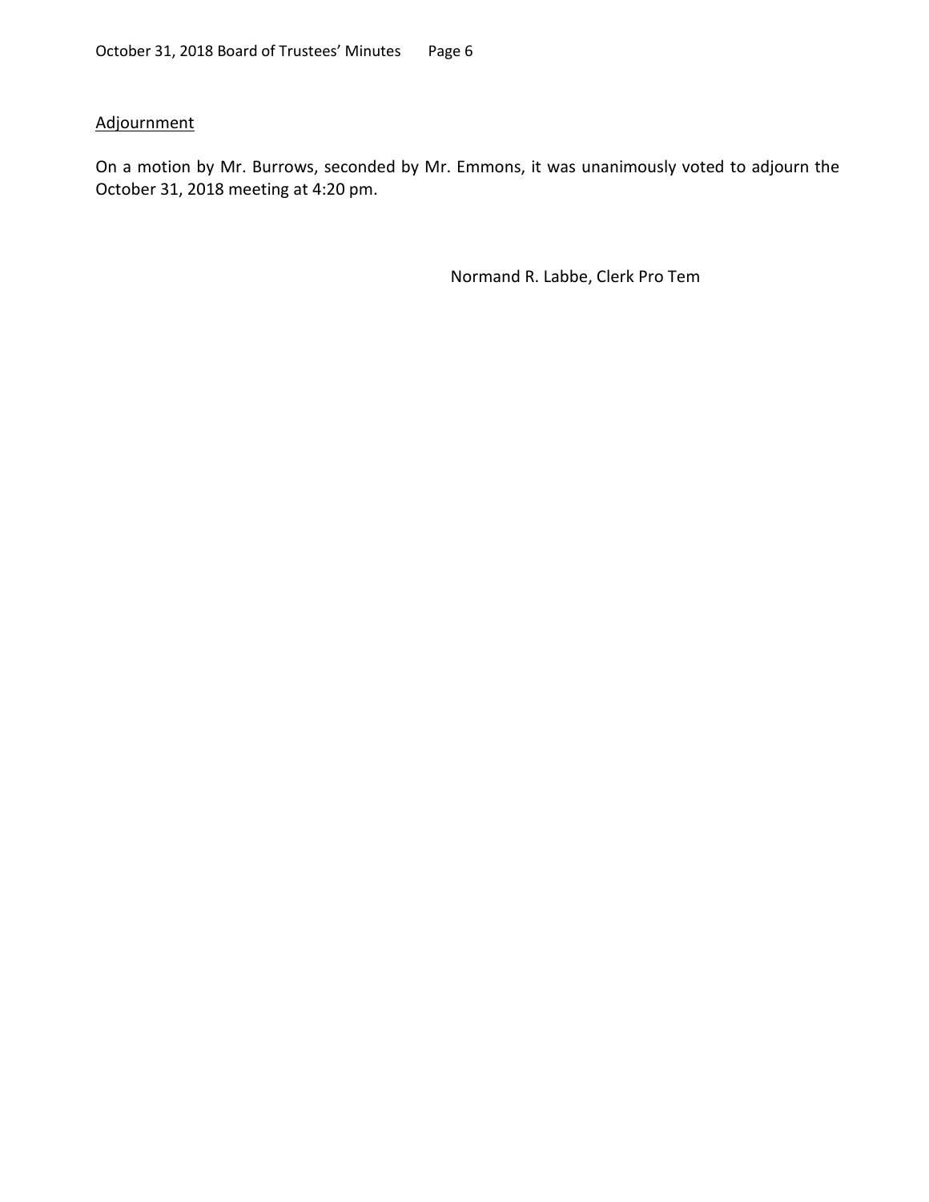## Adjournment

On a motion by Mr. Burrows, seconded by Mr. Emmons, it was unanimously voted to adjourn the October 31, 2018 meeting at 4:20 pm.

Normand R. Labbe, Clerk Pro Tem